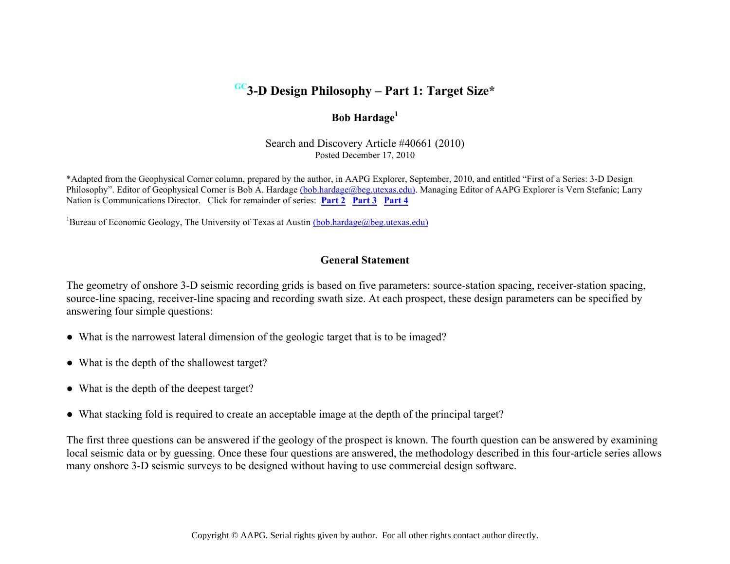# GC 3-D Design Philosophy – Part 1: Target Size*

**Bob Hardage[1]**

Search and Discovery Article #40661 (2010)
Posted December 17, 2010

*Adapted from the Geophysical Corner column, prepared by the author, in AAPG Explorer, September, 2010, and entitled "First of a Series: 3-D Design Philosophy". Editor of Geophysical Corner is Bob A. Hardage (bob.hardage@beg.utexas.edu). Managing Editor of AAPG Explorer is Vern Stefanic; Larry Nation is Communications Director. Click for remainder of series: **Part 2** **Part 3** **Part 4**

[1]Bureau of Economic Geology, The University of Texas at Austin (bob.hardage@beg.utexas.edu)

## General Statement

The geometry of onshore 3-D seismic recording grids is based on five parameters: source-station spacing, receiver-station spacing, source-line spacing, receiver-line spacing and recording swath size. At each prospect, these design parameters can be specified by answering four simple questions:

- What is the narrowest lateral dimension of the geologic target that is to be imaged?
- What is the depth of the shallowest target?
- What is the depth of the deepest target?
- What stacking fold is required to create an acceptable image at the depth of the principal target?

The first three questions can be answered if the geology of the prospect is known. The fourth question can be answered by examining local seismic data or by guessing. Once these four questions are answered, the methodology described in this four-article series allows many onshore 3-D seismic surveys to be designed without having to use commercial design software.

Copyright © AAPG. Serial rights given by author. For all other rights contact author directly.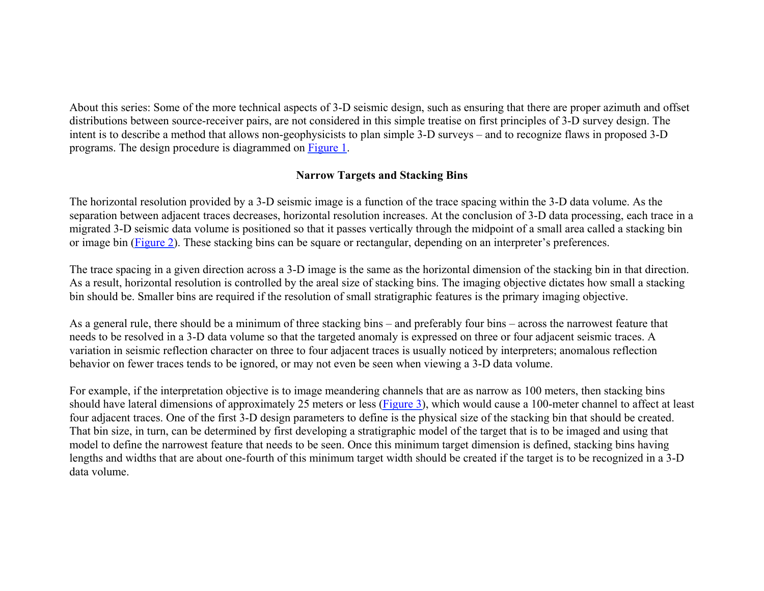About this series: Some of the more technical aspects of 3-D seismic design, such as ensuring that there are proper azimuth and offset distributions between source-receiver pairs, are not considered in this simple treatise on first principles of 3-D survey design. The intent is to describe a method that allows non-geophysicists to plan simple 3-D surveys – and to recognize flaws in proposed 3-D programs. The design procedure is diagrammed on Figure 1.

## Narrow Targets and Stacking Bins

The horizontal resolution provided by a 3-D seismic image is a function of the trace spacing within the 3-D data volume. As the separation between adjacent traces decreases, horizontal resolution increases. At the conclusion of 3-D data processing, each trace in a migrated 3-D seismic data volume is positioned so that it passes vertically through the midpoint of a small area called a stacking bin or image bin (Figure 2). These stacking bins can be square or rectangular, depending on an interpreter's preferences.

The trace spacing in a given direction across a 3-D image is the same as the horizontal dimension of the stacking bin in that direction. As a result, horizontal resolution is controlled by the areal size of stacking bins. The imaging objective dictates how small a stacking bin should be. Smaller bins are required if the resolution of small stratigraphic features is the primary imaging objective.

As a general rule, there should be a minimum of three stacking bins – and preferably four bins – across the narrowest feature that needs to be resolved in a 3-D data volume so that the targeted anomaly is expressed on three or four adjacent seismic traces. A variation in seismic reflection character on three to four adjacent traces is usually noticed by interpreters; anomalous reflection behavior on fewer traces tends to be ignored, or may not even be seen when viewing a 3-D data volume.

For example, if the interpretation objective is to image meandering channels that are as narrow as 100 meters, then stacking bins should have lateral dimensions of approximately 25 meters or less (Figure 3), which would cause a 100-meter channel to affect at least four adjacent traces. One of the first 3-D design parameters to define is the physical size of the stacking bin that should be created. That bin size, in turn, can be determined by first developing a stratigraphic model of the target that is to be imaged and using that model to define the narrowest feature that needs to be seen. Once this minimum target dimension is defined, stacking bins having lengths and widths that are about one-fourth of this minimum target width should be created if the target is to be recognized in a 3-D data volume.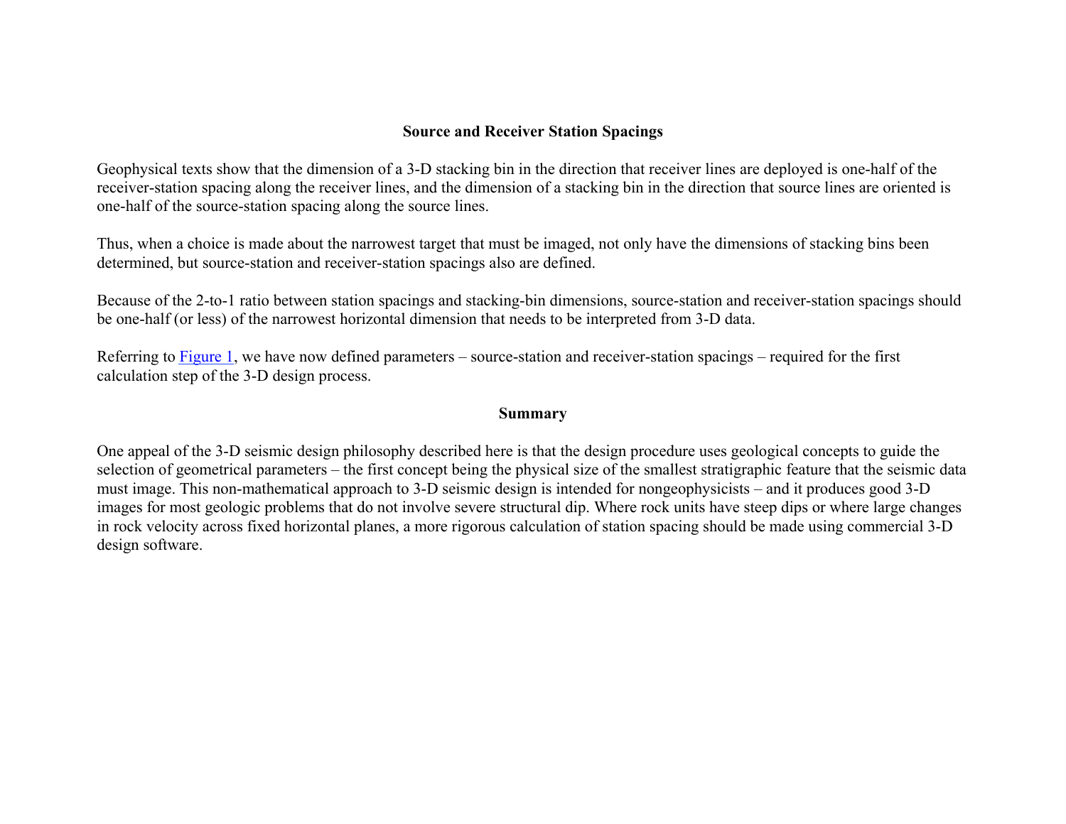## Source and Receiver Station Spacings

Geophysical texts show that the dimension of a 3-D stacking bin in the direction that receiver lines are deployed is one-half of the receiver-station spacing along the receiver lines, and the dimension of a stacking bin in the direction that source lines are oriented is one-half of the source-station spacing along the source lines.

Thus, when a choice is made about the narrowest target that must be imaged, not only have the dimensions of stacking bins been determined, but source-station and receiver-station spacings also are defined.

Because of the 2-to-1 ratio between station spacings and stacking-bin dimensions, source-station and receiver-station spacings should be one-half (or less) of the narrowest horizontal dimension that needs to be interpreted from 3-D data.

Referring to Figure 1, we have now defined parameters – source-station and receiver-station spacings – required for the first calculation step of the 3-D design process.

## Summary

One appeal of the 3-D seismic design philosophy described here is that the design procedure uses geological concepts to guide the selection of geometrical parameters – the first concept being the physical size of the smallest stratigraphic feature that the seismic data must image. This non-mathematical approach to 3-D seismic design is intended for nongeophysicists – and it produces good 3-D images for most geologic problems that do not involve severe structural dip. Where rock units have steep dips or where large changes in rock velocity across fixed horizontal planes, a more rigorous calculation of station spacing should be made using commercial 3-D design software.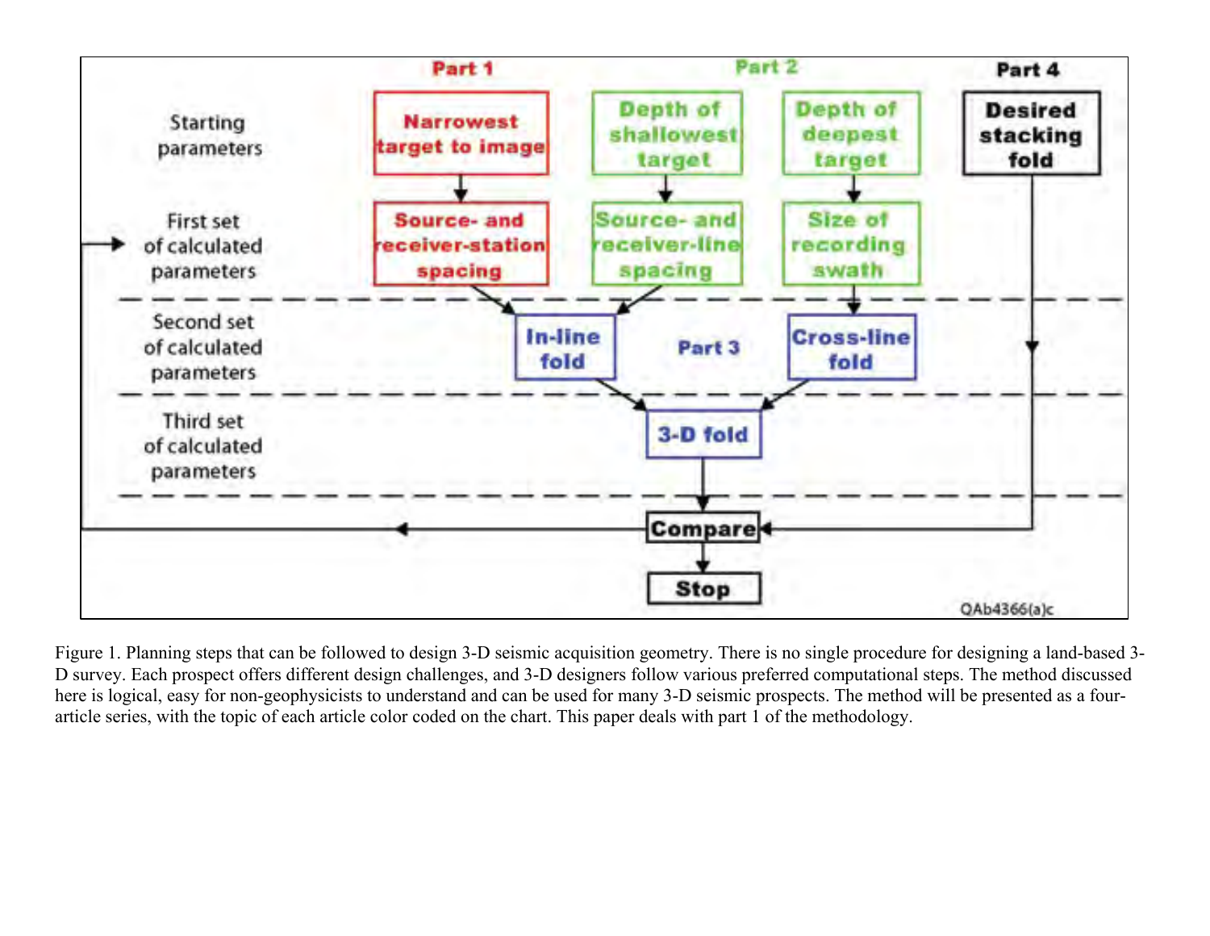Figure 1. Planning steps that can be followed to design 3-D seismic acquisition geometry. There is no single procedure for designing a land-based 3-D survey. Each prospect offers different design challenges, and 3-D designers follow various preferred computational steps. The method discussed here is logical, easy for non-geophysicists to understand and can be used for many 3-D seismic prospects. The method will be presented as a four-article series, with the topic of each article color coded on the chart. This paper deals with part 1 of the methodology.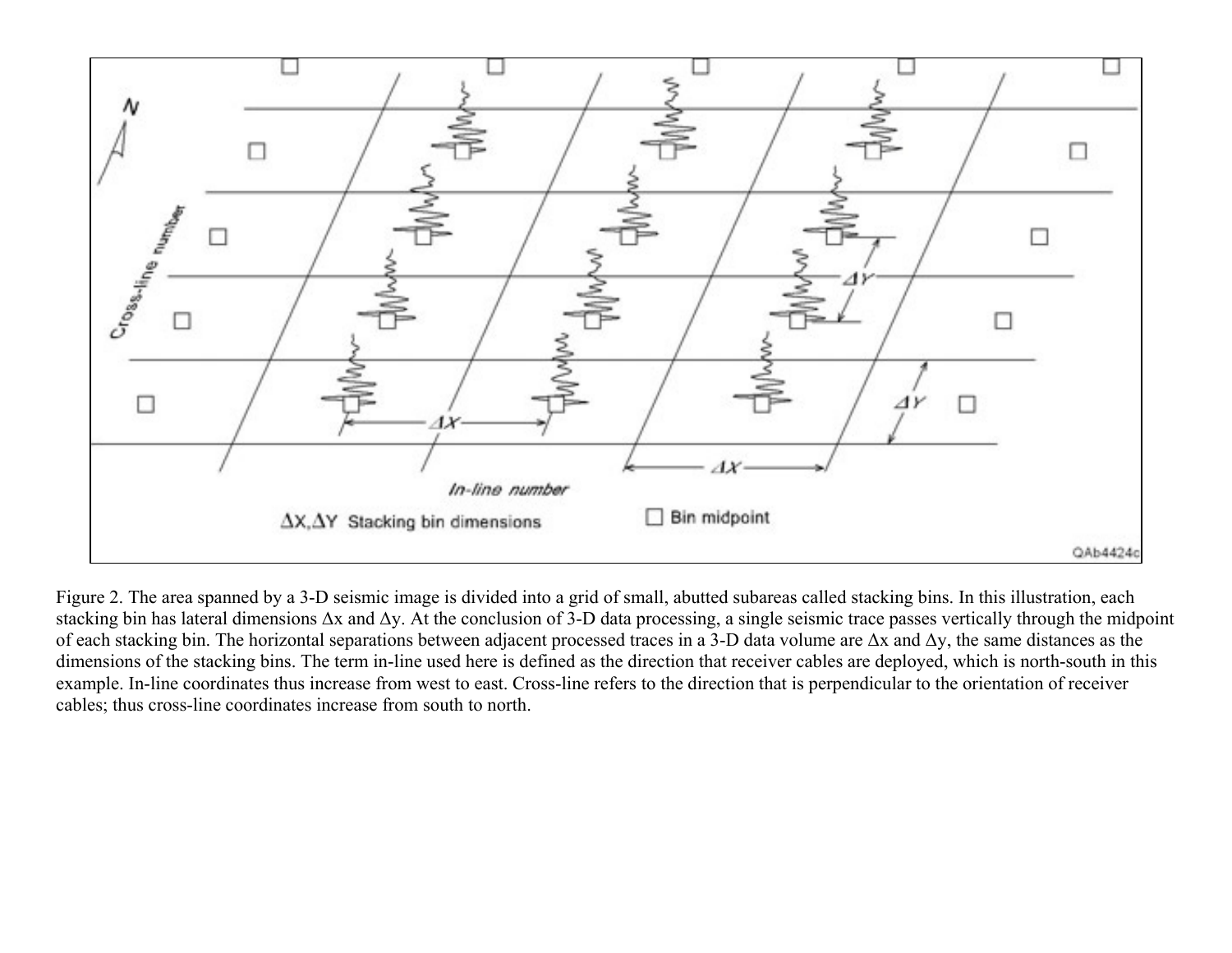Figure 2. The area spanned by a 3-D seismic image is divided into a grid of small, abutted subareas called stacking bins. In this illustration, each stacking bin has lateral dimensions Δx and Δy. At the conclusion of 3-D data processing, a single seismic trace passes vertically through the midpoint of each stacking bin. The horizontal separations between adjacent processed traces in a 3-D data volume are Δx and Δy, the same distances as the dimensions of the stacking bins. The term in-line used here is defined as the direction that receiver cables are deployed, which is north-south in this example. In-line coordinates thus increase from west to east. Cross-line refers to the direction that is perpendicular to the orientation of receiver cables; thus cross-line coordinates increase from south to north.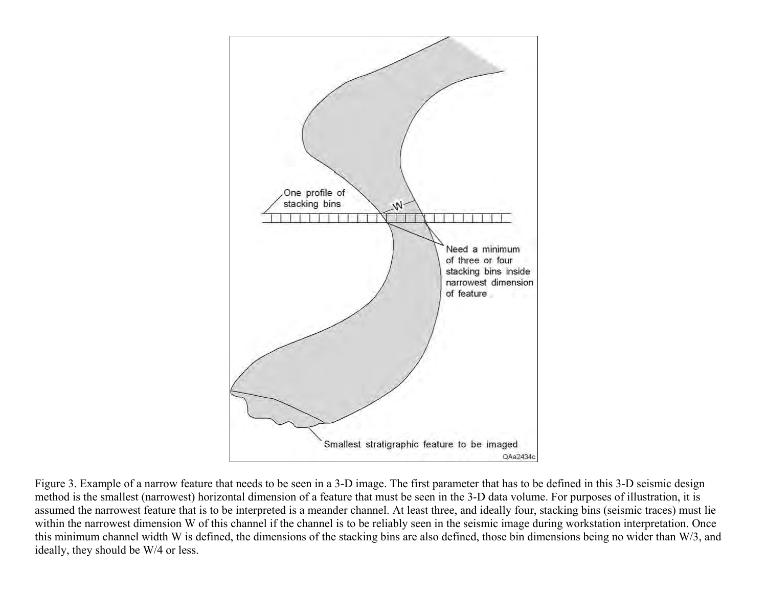One profile of stacking bins

W

Need a minimum of three or four stacking bins inside narrowest dimension of feature

Smallest stratigraphic feature to be imaged

QAa2434c

Figure 3. Example of a narrow feature that needs to be seen in a 3-D image. The first parameter that has to be defined in this 3-D seismic design method is the smallest (narrowest) horizontal dimension of a feature that must be seen in the 3-D data volume. For purposes of illustration, it is assumed the narrowest feature that is to be interpreted is a meander channel. At least three, and ideally four, stacking bins (seismic traces) must lie within the narrowest dimension W of this channel if the channel is to be reliably seen in the seismic image during workstation interpretation. Once this minimum channel width W is defined, the dimensions of the stacking bins are also defined, those bin dimensions being no wider than W/3, and ideally, they should be W/4 or less.